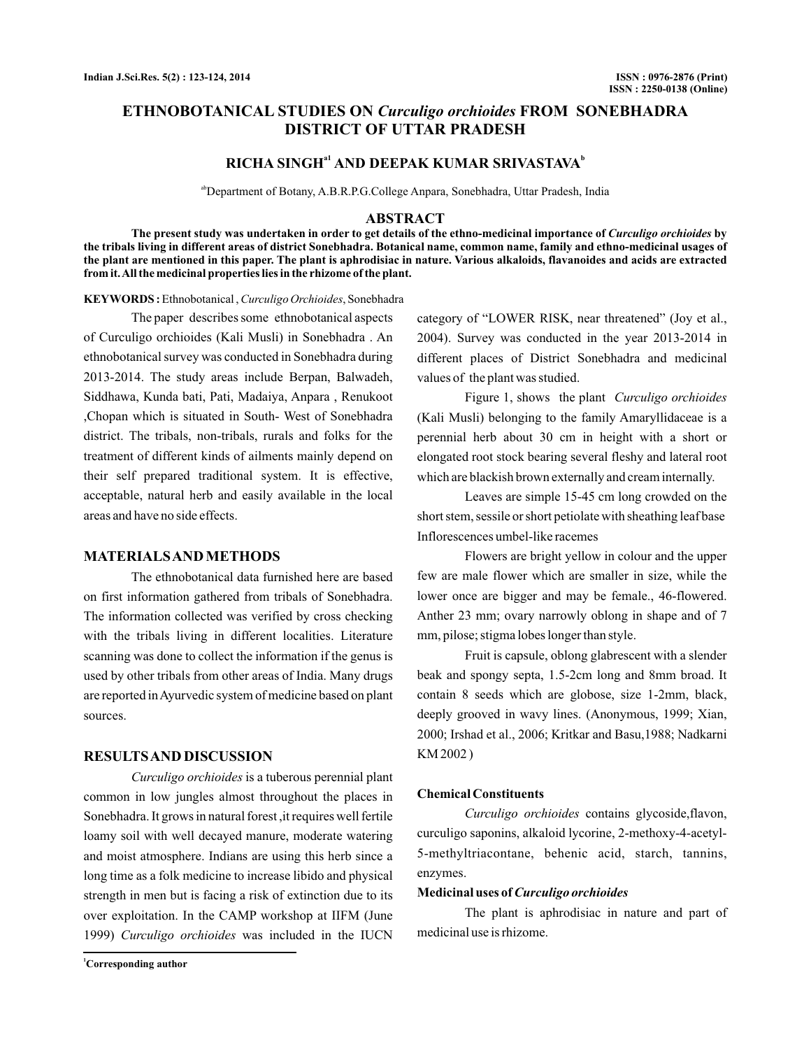# ETHNOBOTANICAL STUDIES ON *Curculigo orchioides* FROM SONEBHADRA DISTRICT OF UTTAR PRADESH

**RICHA SINGH[a1] AND DEEPAK KUMAR SRIVASTAVA[b]**

[ab]Department of Botany, A.B.R.P.G.College Anpara, Sonebhadra, Uttar Pradesh, India

## ABSTRACT

**The present study was undertaken in order to get details of the ethno-medicinal importance of *Curculigo orchioides* by the tribals living in different areas of district Sonebhadra. Botanical name, common name, family and ethno-medicinal usages of the plant are mentioned in this paper. The plant is aphrodisiac in nature. Various alkaloids, flavanoides and acids are extracted from it. All the medicinal properties lies in the rhizome of the plant.**

**KEYWORDS :** Ethnobotanical , *Curculigo Orchioides*, Sonebhadra

The paper describes some ethnobotanical aspects of Curculigo orchioides (Kali Musli) in Sonebhadra . An ethnobotanical survey was conducted in Sonebhadra during 2013-2014. The study areas include Berpan, Balwadeh, Siddhawa, Kunda bati, Pati, Madaiya, Anpara , Renukoot ,Chopan which is situated in South- West of Sonebhadra district. The tribals, non-tribals, rurals and folks for the treatment of different kinds of ailments mainly depend on their self prepared traditional system. It is effective, acceptable, natural herb and easily available in the local areas and have no side effects.

## MATERIALS AND METHODS

The ethnobotanical data furnished here are based on first information gathered from tribals of Sonebhadra. The information collected was verified by cross checking with the tribals living in different localities. Literature scanning was done to collect the information if the genus is used by other tribals from other areas of India. Many drugs are reported in Ayurvedic system of medicine based on plant sources.

## RESULTS AND DISCUSSION

*Curculigo orchioides* is a tuberous perennial plant common in low jungles almost throughout the places in Sonebhadra. It grows in natural forest ,it requires well fertile loamy soil with well decayed manure, moderate watering and moist atmosphere. Indians are using this herb since a long time as a folk medicine to increase libido and physical strength in men but is facing a risk of extinction due to its over exploitation. In the CAMP workshop at IIFM (June 1999) *Curculigo orchioides* was included in the IUCN category of "LOWER RISK, near threatened" (Joy et al., 2004). Survey was conducted in the year 2013-2014 in different places of District Sonebhadra and medicinal values of the plant was studied.

Figure 1, shows the plant *Curculigo orchioides* (Kali Musli) belonging to the family Amaryllidaceae is a perennial herb about 30 cm in height with a short or elongated root stock bearing several fleshy and lateral root which are blackish brown externally and cream internally.

Leaves are simple 15-45 cm long crowded on the short stem, sessile or short petiolate with sheathing leaf base Inflorescences umbel-like racemes

Flowers are bright yellow in colour and the upper few are male flower which are smaller in size, while the lower once are bigger and may be female., 46-flowered. Anther 23 mm; ovary narrowly oblong in shape and of 7 mm, pilose; stigma lobes longer than style.

Fruit is capsule, oblong glabrescent with a slender beak and spongy septa, 1.5-2cm long and 8mm broad. It contain 8 seeds which are globose, size 1-2mm, black, deeply grooved in wavy lines. (Anonymous, 1999; Xian, 2000; Irshad et al., 2006; Kritkar and Basu,1988; Nadkarni KM 2002 )

### Chemical Constituents

*Curculigo orchioides* contains glycoside,flavon, curculigo saponins, alkaloid lycorine, 2-methoxy-4-acetyl-5-methyltriacontane, behenic acid, starch, tannins, enzymes.

### Medicinal uses of *Curculigo orchioides*

The plant is aphrodisiac in nature and part of medicinal use is rhizome.

[1]**Corresponding author**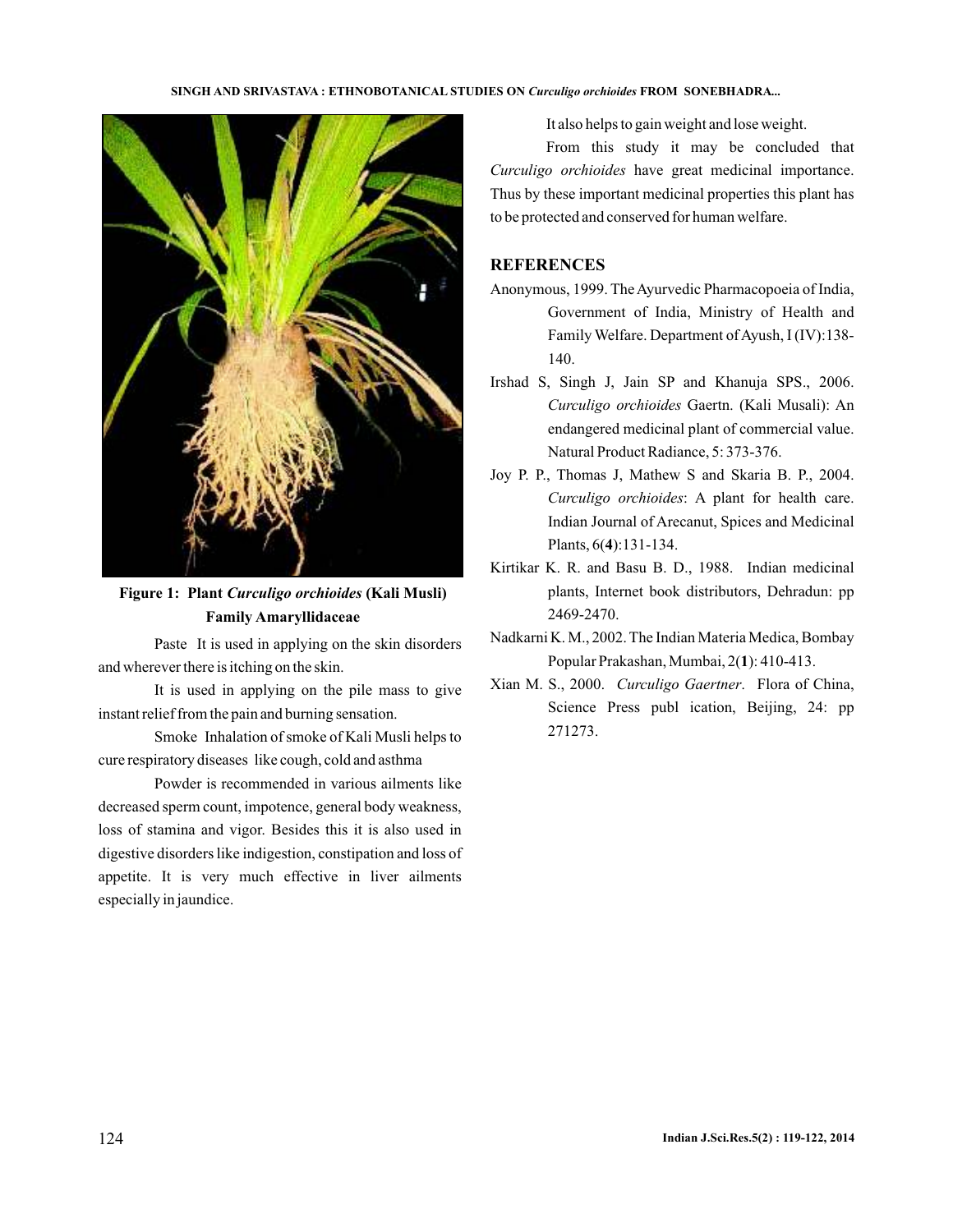**Figure 1: Plant *Curculigo orchioides* (Kali Musli) Family Amaryllidaceae**

Paste It is used in applying on the skin disorders and wherever there is itching on the skin.

It is used in applying on the pile mass to give instant relief from the pain and burning sensation.

Smoke Inhalation of smoke of Kali Musli helps to cure respiratory diseases like cough, cold and asthma

Powder is recommended in various ailments like decreased sperm count, impotence, general body weakness, loss of stamina and vigor. Besides this it is also used in digestive disorders like indigestion, constipation and loss of appetite. It is very much effective in liver ailments especially in jaundice.

It also helps to gain weight and lose weight.

From this study it may be concluded that *Curculigo orchioides* have great medicinal importance. Thus by these important medicinal properties this plant has to be protected and conserved for human welfare.

## REFERENCES

Anonymous, 1999. The Ayurvedic Pharmacopoeia of India, Government of India, Ministry of Health and Family Welfare. Department of Ayush, I (IV):138-140.

Irshad S, Singh J, Jain SP and Khanuja SPS., 2006. *Curculigo orchioides* Gaertn. (Kali Musali): An endangered medicinal plant of commercial value. Natural Product Radiance, 5: 373-376.

Joy P. P., Thomas J, Mathew S and Skaria B. P., 2004. *Curculigo orchioides*: A plant for health care. Indian Journal of Arecanut, Spices and Medicinal Plants, 6(**4**):131-134.

Kirtikar K. R. and Basu B. D., 1988. Indian medicinal plants, Internet book distributors, Dehradun: pp 2469-2470.

Nadkarni K. M., 2002. The Indian Materia Medica, Bombay Popular Prakashan, Mumbai, 2(**1**): 410-413.

Xian M. S., 2000. *Curculigo Gaertner*. Flora of China, Science Press publ ication, Beijing, 24: pp 271273.